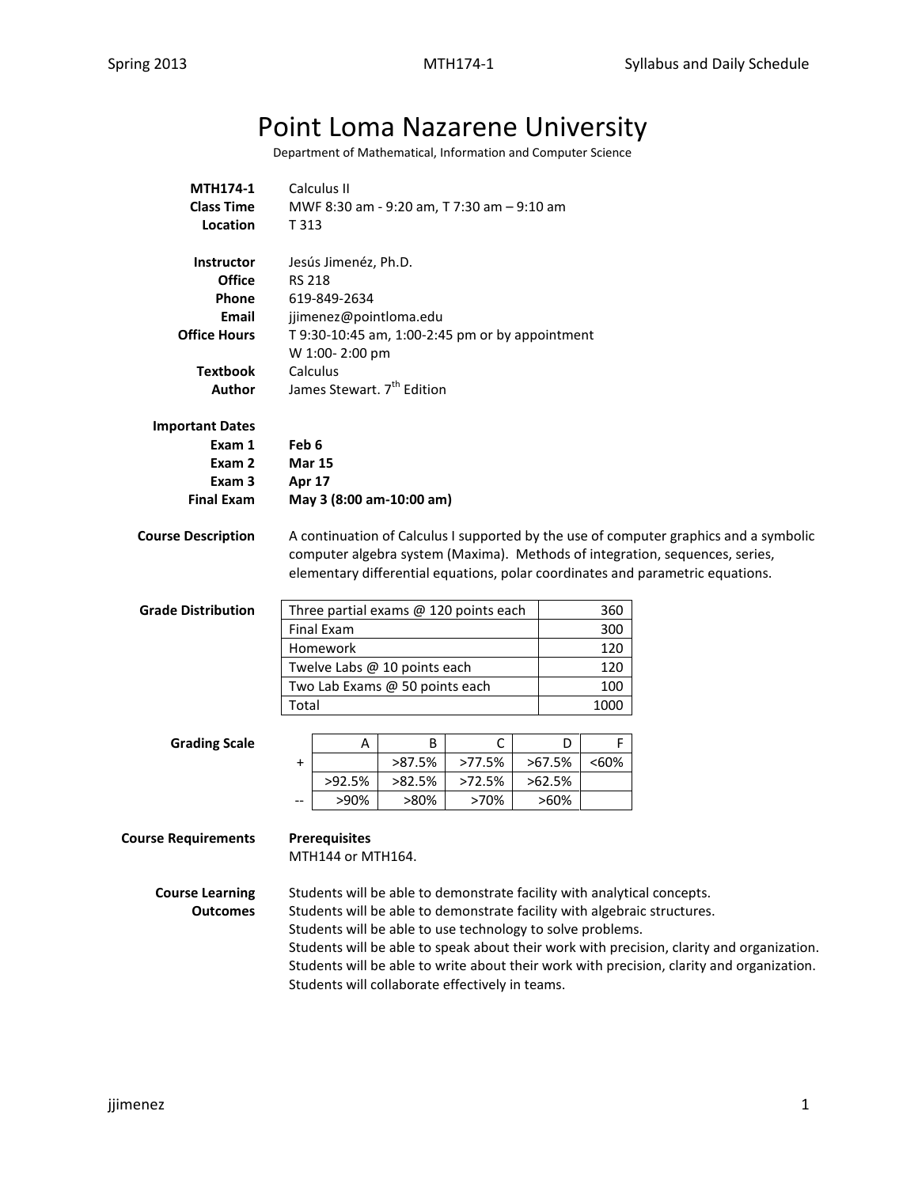# Point Loma Nazarene University

Department of Mathematical, Information and Computer Science

**MTH174-1** Calculus II
**Class Time** MWF 8:30 am - 9:20 am, T 7:30 am – 9:10 am
**Location** T 313

**Instructor** Jesús Jimenéz, Ph.D.
**Office** RS 218
**Phone** 619-849-2634
**Email** jjimenez@pointloma.edu
**Office Hours** T 9:30-10:45 am, 1:00-2:45 pm or by appointment
W 1:00- 2:00 pm
**Textbook** Calculus
**Author** James Stewart. 7th Edition

**Important Dates**
**Exam 1** **Feb 6**
**Exam 2** **Mar 15**
**Exam 3** **Apr 17**
**Final Exam** **May 3 (8:00 am-10:00 am)**

**Course Description** A continuation of Calculus I supported by the use of computer graphics and a symbolic computer algebra system (Maxima). Methods of integration, sequences, series, elementary differential equations, polar coordinates and parametric equations.

**Grade Distribution**

| | |
|---|---|
| Three partial exams @ 120 points each | 360 |
| Final Exam | 300 |
| Homework | 120 |
| Twelve Labs @ 10 points each | 120 |
| Two Lab Exams @ 50 points each | 100 |
| Total | 1000 |

**Grading Scale**

| | A | B | C | D | F |
|---|---|---|---|---|---|
| + | | >87.5% | >77.5% | >67.5% | <60% |
| | >92.5% | >82.5% | >72.5% | >62.5% | |
| -- | >90% | >80% | >70% | >60% | |

**Course Requirements**

**Prerequisites**
MTH144 or MTH164.

**Course Learning Outcomes**

Students will be able to demonstrate facility with analytical concepts.
Students will be able to demonstrate facility with algebraic structures.
Students will be able to use technology to solve problems.
Students will be able to speak about their work with precision, clarity and organization.
Students will be able to write about their work with precision, clarity and organization.
Students will collaborate effectively in teams.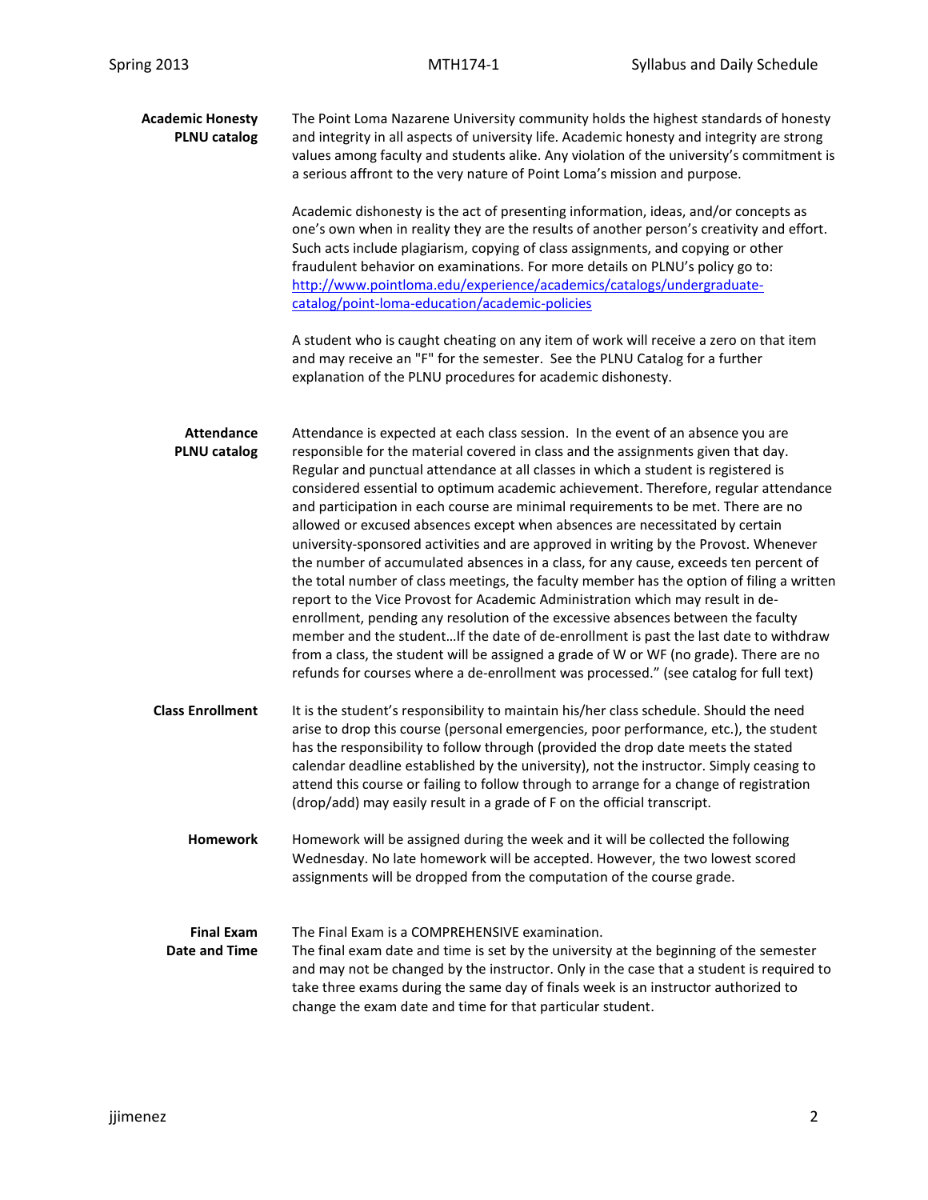**Academic Honesty PLNU catalog**

The Point Loma Nazarene University community holds the highest standards of honesty and integrity in all aspects of university life. Academic honesty and integrity are strong values among faculty and students alike. Any violation of the university's commitment is a serious affront to the very nature of Point Loma's mission and purpose.

Academic dishonesty is the act of presenting information, ideas, and/or concepts as one's own when in reality they are the results of another person's creativity and effort. Such acts include plagiarism, copying of class assignments, and copying or other fraudulent behavior on examinations. For more details on PLNU's policy go to: [http://www.pointloma.edu/experience/academics/catalogs/undergraduate-catalog/point-loma-education/academic-policies](http://www.pointloma.edu/experience/academics/catalogs/undergraduate-catalog/point-loma-education/academic-policies)

A student who is caught cheating on any item of work will receive a zero on that item and may receive an "F" for the semester. See the PLNU Catalog for a further explanation of the PLNU procedures for academic dishonesty.

**Attendance PLNU catalog**

Attendance is expected at each class session. In the event of an absence you are responsible for the material covered in class and the assignments given that day. Regular and punctual attendance at all classes in which a student is registered is considered essential to optimum academic achievement. Therefore, regular attendance and participation in each course are minimal requirements to be met. There are no allowed or excused absences except when absences are necessitated by certain university-sponsored activities and are approved in writing by the Provost. Whenever the number of accumulated absences in a class, for any cause, exceeds ten percent of the total number of class meetings, the faculty member has the option of filing a written report to the Vice Provost for Academic Administration which may result in de-enrollment, pending any resolution of the excessive absences between the faculty member and the student…If the date of de-enrollment is past the last date to withdraw from a class, the student will be assigned a grade of W or WF (no grade). There are no refunds for courses where a de-enrollment was processed." (see catalog for full text)

**Class Enrollment**

It is the student's responsibility to maintain his/her class schedule. Should the need arise to drop this course (personal emergencies, poor performance, etc.), the student has the responsibility to follow through (provided the drop date meets the stated calendar deadline established by the university), not the instructor. Simply ceasing to attend this course or failing to follow through to arrange for a change of registration (drop/add) may easily result in a grade of F on the official transcript.

**Homework**

Homework will be assigned during the week and it will be collected the following Wednesday. No late homework will be accepted. However, the two lowest scored assignments will be dropped from the computation of the course grade.

**Final Exam Date and Time**

The Final Exam is a COMPREHENSIVE examination.
The final exam date and time is set by the university at the beginning of the semester and may not be changed by the instructor. Only in the case that a student is required to take three exams during the same day of finals week is an instructor authorized to change the exam date and time for that particular student.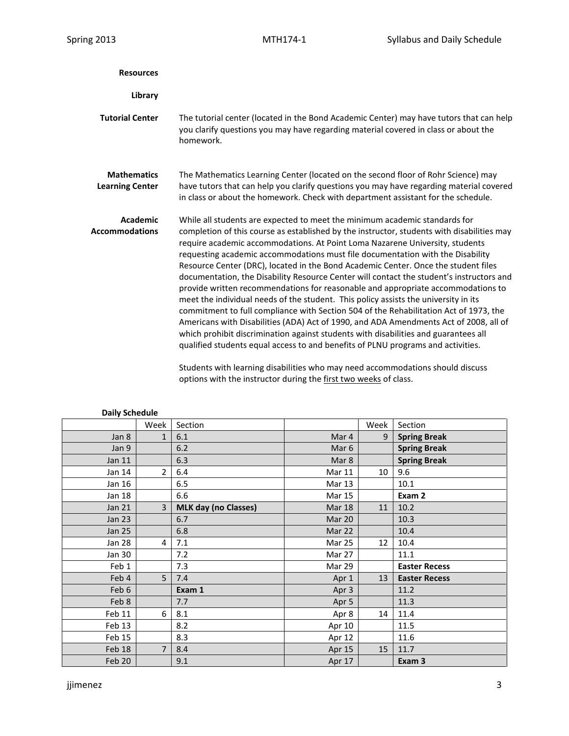**Resources**

**Library**

**Tutorial Center**

The tutorial center (located in the Bond Academic Center) may have tutors that can help you clarify questions you may have regarding material covered in class or about the homework.

**Mathematics Learning Center**

The Mathematics Learning Center (located on the second floor of Rohr Science) may have tutors that can help you clarify questions you may have regarding material covered in class or about the homework. Check with department assistant for the schedule.

**Academic Accommodations**

While all students are expected to meet the minimum academic standards for completion of this course as established by the instructor, students with disabilities may require academic accommodations. At Point Loma Nazarene University, students requesting academic accommodations must file documentation with the Disability Resource Center (DRC), located in the Bond Academic Center. Once the student files documentation, the Disability Resource Center will contact the student's instructors and provide written recommendations for reasonable and appropriate accommodations to meet the individual needs of the student. This policy assists the university in its commitment to full compliance with Section 504 of the Rehabilitation Act of 1973, the Americans with Disabilities (ADA) Act of 1990, and ADA Amendments Act of 2008, all of which prohibit discrimination against students with disabilities and guarantees all qualified students equal access to and benefits of PLNU programs and activities.

Students with learning disabilities who may need accommodations should discuss options with the instructor during the first two weeks of class.

**Daily Schedule**

| | Week | Section | | Week | Section |
|---|---|---|---|---|---|
| Jan 8 | 1 | 6.1 | Mar 4 | 9 | **Spring Break** |
| Jan 9 | | 6.2 | Mar 6 | | **Spring Break** |
| Jan 11 | | 6.3 | Mar 8 | | **Spring Break** |
| Jan 14 | 2 | 6.4 | Mar 11 | 10 | 9.6 |
| Jan 16 | | 6.5 | Mar 13 | | 10.1 |
| Jan 18 | | 6.6 | Mar 15 | | **Exam 2** |
| Jan 21 | 3 | **MLK day (no Classes)** | Mar 18 | 11 | 10.2 |
| Jan 23 | | 6.7 | Mar 20 | | 10.3 |
| Jan 25 | | 6.8 | Mar 22 | | 10.4 |
| Jan 28 | 4 | 7.1 | Mar 25 | 12 | 10.4 |
| Jan 30 | | 7.2 | Mar 27 | | 11.1 |
| Feb 1 | | 7.3 | Mar 29 | | **Easter Recess** |
| Feb 4 | 5 | 7.4 | Apr 1 | 13 | **Easter Recess** |
| Feb 6 | | **Exam 1** | Apr 3 | | 11.2 |
| Feb 8 | | 7.7 | Apr 5 | | 11.3 |
| Feb 11 | 6 | 8.1 | Apr 8 | 14 | 11.4 |
| Feb 13 | | 8.2 | Apr 10 | | 11.5 |
| Feb 15 | | 8.3 | Apr 12 | | 11.6 |
| Feb 18 | 7 | 8.4 | Apr 15 | 15 | 11.7 |
| Feb 20 | | 9.1 | Apr 17 | | **Exam 3** |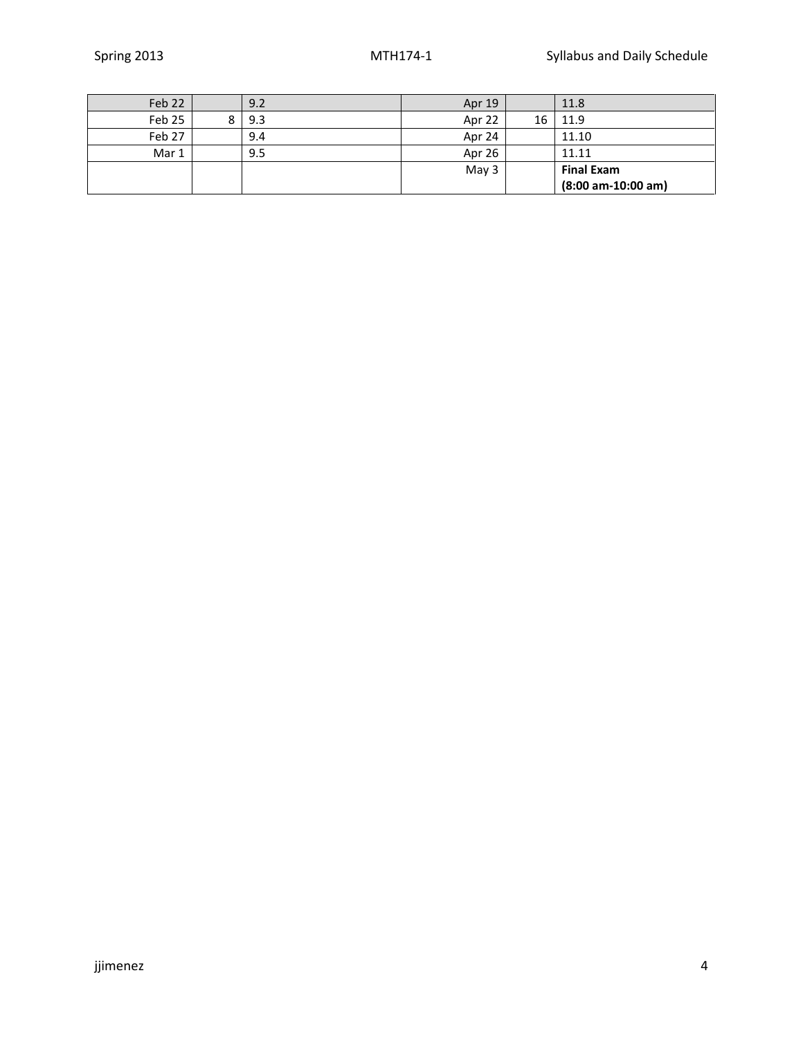| | | | | | |
|---|---|---|---|---|---|
| Feb 22 | | 9.2 | Apr 19 | | 11.8 |
| Feb 25 | 8 | 9.3 | Apr 22 | 16 | 11.9 |
| Feb 27 | | 9.4 | Apr 24 | | 11.10 |
| Mar 1 | | 9.5 | Apr 26 | | 11.11 |
| | | | May 3 | | **Final Exam (8:00 am-10:00 am)** |